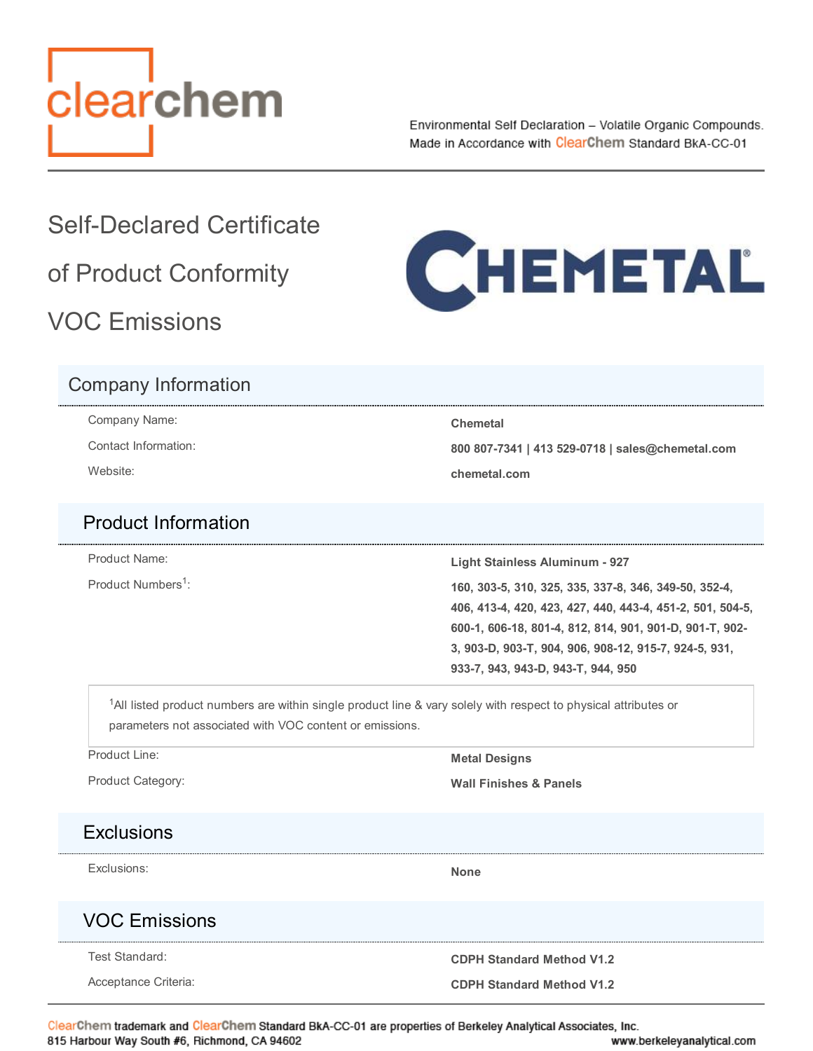clearchem

Environmental Self Declaration – Volatile Organic Compounds.
Made in Accordance with ClearChem Standard BkA-CC-01

# Self-Declared Certificate of Product Conformity VOC Emissions

CHEMETAL®

## Company Information

| | |
|---|---|
| Company Name: | **Chemetal** |
| Contact Information: | **800 807-7341 \| 413 529-0718 \| sales@chemetal.com** |
| Website: | **chemetal.com** |

## Product Information

| | |
|---|---|
| Product Name: | **Light Stainless Aluminum - 927** |
| Product Numbers[1]: | **160, 303-5, 310, 325, 335, 337-8, 346, 349-50, 352-4, 406, 413-4, 420, 423, 427, 440, 443-4, 451-2, 501, 504-5, 600-1, 606-18, 801-4, 812, 814, 901, 901-D, 901-T, 902-3, 903-D, 903-T, 904, 906, 908-12, 915-7, 924-5, 931, 933-7, 943, 943-D, 943-T, 944, 950** |

[1]All listed product numbers are within single product line & vary solely with respect to physical attributes or parameters not associated with VOC content or emissions.

| | |
|---|---|
| Product Line: | **Metal Designs** |
| Product Category: | **Wall Finishes & Panels** |

## Exclusions

| | |
|---|---|
| Exclusions: | **None** |

## VOC Emissions

| | |
|---|---|
| Test Standard: | **CDPH Standard Method V1.2** |
| Acceptance Criteria: | **CDPH Standard Method V1.2** |

ClearChem trademark and ClearChem Standard BkA-CC-01 are properties of Berkeley Analytical Associates, Inc.
815 Harbour Way South #6, Richmond, CA 94602 www.berkeleyanalytical.com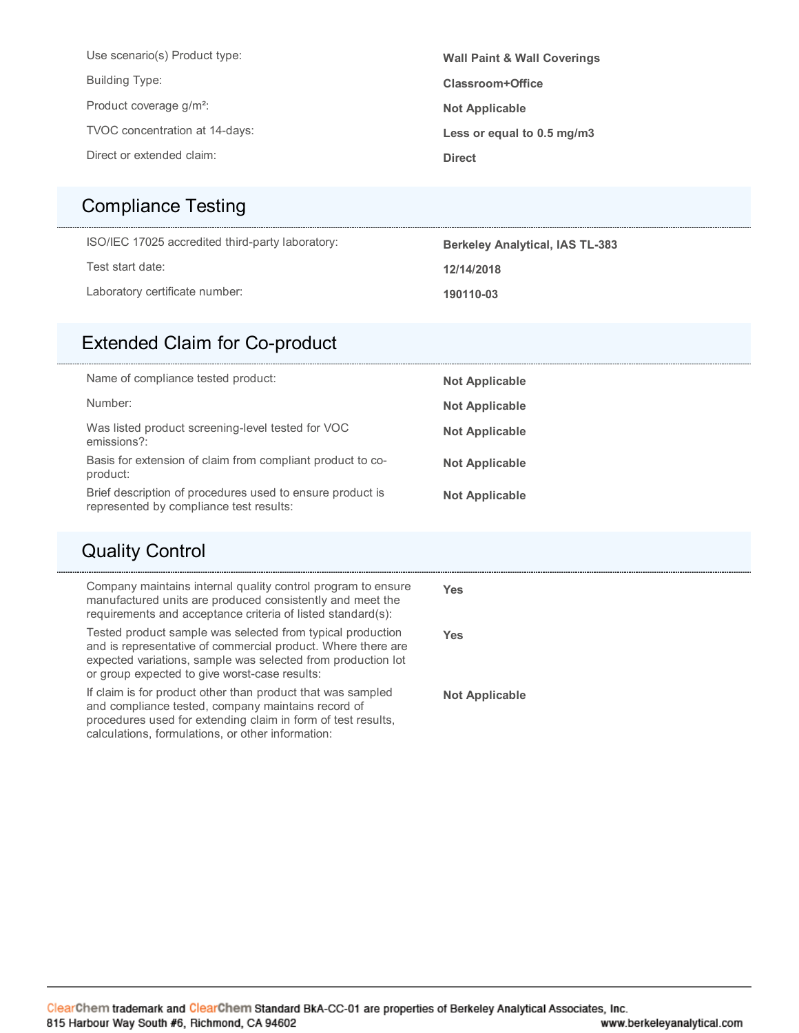| | |
|---|---|
| Use scenario(s) Product type: | **Wall Paint & Wall Coverings** |
| Building Type: | **Classroom+Office** |
| Product coverage g/m²: | **Not Applicable** |
| TVOC concentration at 14-days: | **Less or equal to 0.5 mg/m3** |
| Direct or extended claim: | **Direct** |

## Compliance Testing

| | |
|---|---|
| ISO/IEC 17025 accredited third-party laboratory: | **Berkeley Analytical, IAS TL-383** |
| Test start date: | **12/14/2018** |
| Laboratory certificate number: | **190110-03** |

## Extended Claim for Co-product

| | |
|---|---|
| Name of compliance tested product: | **Not Applicable** |
| Number: | **Not Applicable** |
| Was listed product screening-level tested for VOC emissions?: | **Not Applicable** |
| Basis for extension of claim from compliant product to co-product: | **Not Applicable** |
| Brief description of procedures used to ensure product is represented by compliance test results: | **Not Applicable** |

## Quality Control

| | |
|---|---|
| Company maintains internal quality control program to ensure manufactured units are produced consistently and meet the requirements and acceptance criteria of listed standard(s): | **Yes** |
| Tested product sample was selected from typical production and is representative of commercial product. Where there are expected variations, sample was selected from production lot or group expected to give worst-case results: | **Yes** |
| If claim is for product other than product that was sampled and compliance tested, company maintains record of procedures used for extending claim in form of test results, calculations, formulations, or other information: | **Not Applicable** |

ClearChem trademark and ClearChem Standard BkA-CC-01 are properties of Berkeley Analytical Associates, Inc.
815 Harbour Way South #6, Richmond, CA 94602 www.berkeleyanalytical.com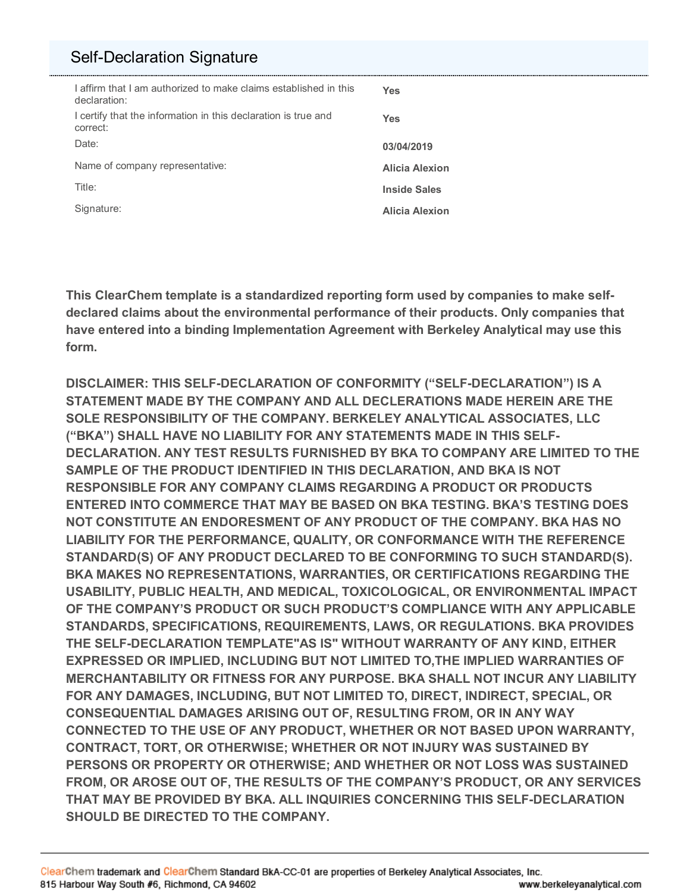## Self-Declaration Signature

| | |
|---|---|
| I affirm that I am authorized to make claims established in this declaration: | **Yes** |
| I certify that the information in this declaration is true and correct: | **Yes** |
| Date: | **03/04/2019** |
| Name of company representative: | **Alicia Alexion** |
| Title: | **Inside Sales** |
| Signature: | **Alicia Alexion** |

**This ClearChem template is a standardized reporting form used by companies to make self-declared claims about the environmental performance of their products. Only companies that have entered into a binding Implementation Agreement with Berkeley Analytical may use this form.**

**DISCLAIMER: THIS SELF-DECLARATION OF CONFORMITY ("SELF-DECLARATION") IS A STATEMENT MADE BY THE COMPANY AND ALL DECLERATIONS MADE HEREIN ARE THE SOLE RESPONSIBILITY OF THE COMPANY. BERKELEY ANALYTICAL ASSOCIATES, LLC ("BKA") SHALL HAVE NO LIABILITY FOR ANY STATEMENTS MADE IN THIS SELF-DECLARATION. ANY TEST RESULTS FURNISHED BY BKA TO COMPANY ARE LIMITED TO THE SAMPLE OF THE PRODUCT IDENTIFIED IN THIS DECLARATION, AND BKA IS NOT RESPONSIBLE FOR ANY COMPANY CLAIMS REGARDING A PRODUCT OR PRODUCTS ENTERED INTO COMMERCE THAT MAY BE BASED ON BKA TESTING. BKA'S TESTING DOES NOT CONSTITUTE AN ENDORESMENT OF ANY PRODUCT OF THE COMPANY. BKA HAS NO LIABILITY FOR THE PERFORMANCE, QUALITY, OR CONFORMANCE WITH THE REFERENCE STANDARD(S) OF ANY PRODUCT DECLARED TO BE CONFORMING TO SUCH STANDARD(S). BKA MAKES NO REPRESENTATIONS, WARRANTIES, OR CERTIFICATIONS REGARDING THE USABILITY, PUBLIC HEALTH, AND MEDICAL, TOXICOLOGICAL, OR ENVIRONMENTAL IMPACT OF THE COMPANY'S PRODUCT OR SUCH PRODUCT'S COMPLIANCE WITH ANY APPLICABLE STANDARDS, SPECIFICATIONS, REQUIREMENTS, LAWS, OR REGULATIONS. BKA PROVIDES THE SELF-DECLARATION TEMPLATE"AS IS" WITHOUT WARRANTY OF ANY KIND, EITHER EXPRESSED OR IMPLIED, INCLUDING BUT NOT LIMITED TO,THE IMPLIED WARRANTIES OF MERCHANTABILITY OR FITNESS FOR ANY PURPOSE. BKA SHALL NOT INCUR ANY LIABILITY FOR ANY DAMAGES, INCLUDING, BUT NOT LIMITED TO, DIRECT, INDIRECT, SPECIAL, OR CONSEQUENTIAL DAMAGES ARISING OUT OF, RESULTING FROM, OR IN ANY WAY CONNECTED TO THE USE OF ANY PRODUCT, WHETHER OR NOT BASED UPON WARRANTY, CONTRACT, TORT, OR OTHERWISE; WHETHER OR NOT INJURY WAS SUSTAINED BY PERSONS OR PROPERTY OR OTHERWISE; AND WHETHER OR NOT LOSS WAS SUSTAINED FROM, OR AROSE OUT OF, THE RESULTS OF THE COMPANY'S PRODUCT, OR ANY SERVICES THAT MAY BE PROVIDED BY BKA. ALL INQUIRIES CONCERNING THIS SELF-DECLARATION SHOULD BE DIRECTED TO THE COMPANY.**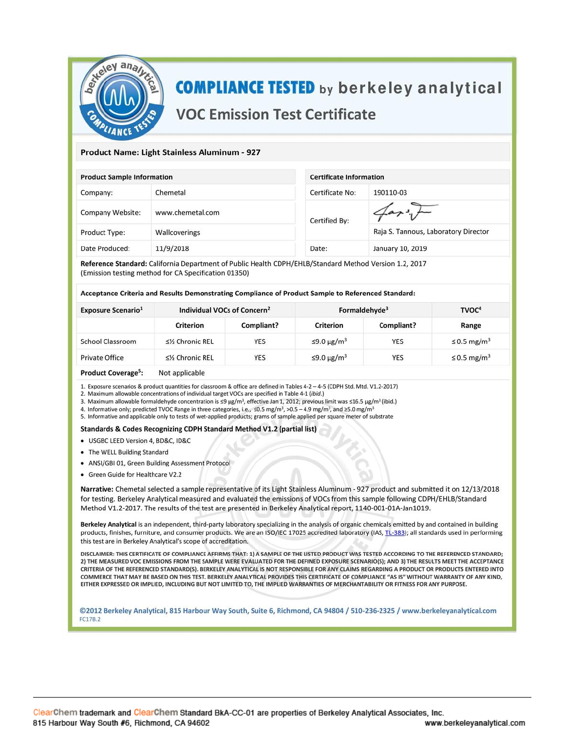# COMPLIANCE TESTED by berkeley analytical

## VOC Emission Test Certificate

**Product Name: Light Stainless Aluminum - 927**

| Product Sample Information | |
|---|---|
| Company: | Chemetal |
| Company Website: | www.chemetal.com |
| Product Type: | Wallcoverings |
| Date Produced: | 11/9/2018 |

| Certificate Information | |
|---|---|
| Certificate No: | 190110-03 |
| Certified By: | Raja S. Tannous, Laboratory Director |
| Date: | January 10, 2019 |

**Reference Standard:** California Department of Public Health CDPH/EHLB/Standard Method Version 1.2, 2017 (Emission testing method for CA Specification 01350)

**Acceptance Criteria and Results Demonstrating Compliance of Product Sample to Referenced Standard:**

| Exposure Scenario[1] | Individual VOCs of Concern[2] | | Formaldehyde[3] | | TVOC[4] |
|---|---|---|---|---|---|
| | Criterion | Compliant? | Criterion | Compliant? | Range |
| School Classroom | ≤½ Chronic REL | YES | ≤9.0 μg/m³ | YES | ≤ 0.5 mg/m³ |
| Private Office | ≤½ Chronic REL | YES | ≤9.0 μg/m³ | YES | ≤ 0.5 mg/m³ |

**Product Coverage[5]:** Not applicable

1. Exposure scenarios & product quantities for classroom & office are defined in Tables 4-2 – 4-5 (CDPH Std. Mtd. V1.2-2017)
2. Maximum allowable concentrations of individual target VOCs are specified in Table 4-1 (*ibid.*)
3. Maximum allowable formaldehyde concentration is ≤9 μg/m³, effective Jan 1, 2012; previous limit was ≤16.5 μg/m³ (ibid.)
4. Informative only; predicted TVOC Range in three categories, i.e., ≤0.5 mg/m³, >0.5 – 4.9 mg/m³, and ≥5.0 mg/m³
5. Informative and applicable only to tests of wet-applied products; grams of sample applied per square meter of substrate

**Standards & Codes Recognizing CDPH Standard Method V1.2 (partial list)**

- USGBC LEED Version 4, BD&C, ID&C
- The WELL Building Standard
- ANSI/GBI 01, Green Building Assessment Protocol
- Green Guide for Healthcare V2.2

**Narrative:** Chemetal selected a sample representative of its Light Stainless Aluminum - 927 product and submitted it on 12/13/2018 for testing. Berkeley Analytical measured and evaluated the emissions of VOCs from this sample following CDPH/EHLB/Standard Method V1.2-2017. The results of the test are presented in Berkeley Analytical report, 1140-001-01A-Jan1019.

**Berkeley Analytical** is an independent, third-party laboratory specializing in the analysis of organic chemicals emitted by and contained in building products, finishes, furniture, and consumer products. We are an ISO/IEC 17025 accredited laboratory (IAS, TL-383); all standards used in performing this test are in Berkeley Analytical's scope of accreditation.

DISCLAIMER: THIS CERTIFICATE OF COMPLIANCE AFFIRMS THAT: 1) A SAMPLE OF THE LISTED PRODUCT WAS TESTED ACCORDING TO THE REFERENCED STANDARD; 2) THE MEASURED VOC EMISSIONS FROM THE SAMPLE WERE EVALUATED FOR THE DEFINED EXPOSURE SCENARIO(S); AND 3) THE RESULTS MEET THE ACCEPTANCE CRITERIA OF THE REFERENCED STANDARD(S). BERKELEY ANALYTICAL IS NOT RESPONSIBLE FOR ANY CLAIMS REGARDING A PRODUCT OR PRODUCTS ENTERED INTO COMMERCE THAT MAY BE BASED ON THIS TEST. BERKELEY ANALYTICAL PROVIDES THIS CERTIFICATE OF COMPLIANCE "AS IS" WITHOUT WARRANTY OF ANY KIND, EITHER EXPRESSED OR IMPLIED, INCLUDING BUT NOT LIMITED TO, THE IMPLIED WARRANTIES OF MERCHANTABILITY OR FITNESS FOR ANY PURPOSE.

©2012 Berkeley Analytical, 815 Harbour Way South, Suite 6, Richmond, CA 94804 / 510-236-2325 / www.berkeleyanalytical.com

FC17B.2

ClearChem trademark and ClearChem Standard BkA-CC-01 are properties of Berkeley Analytical Associates, Inc.
815 Harbour Way South #6, Richmond, CA 94602 www.berkeleyanalytical.com